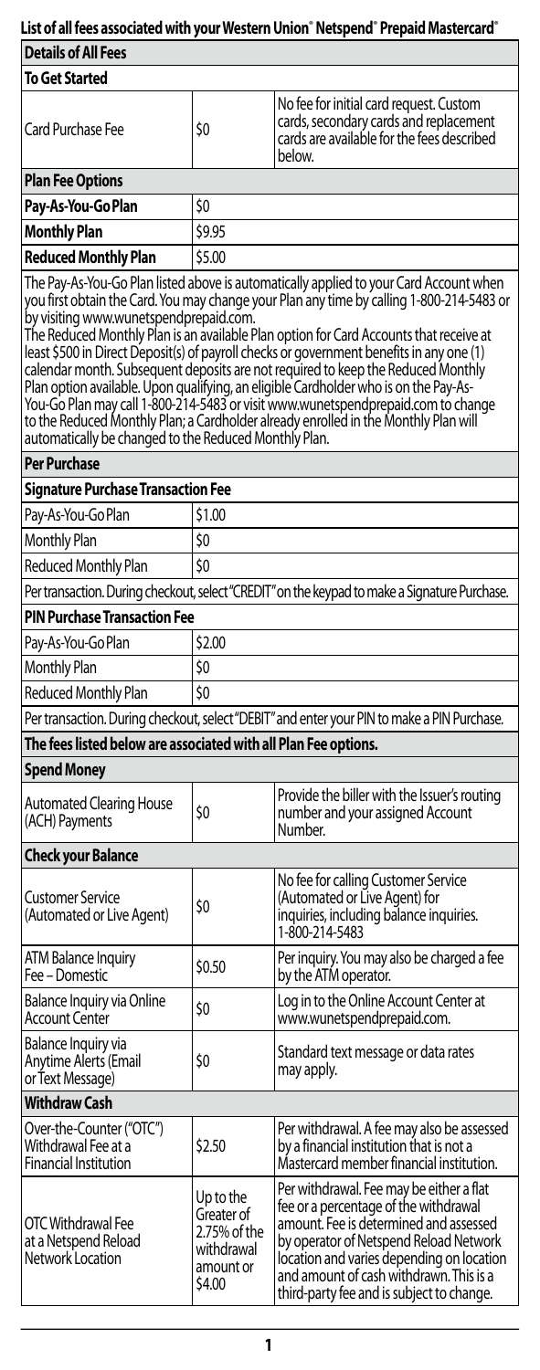## List of all fees associated with your Western Union® Netspend® Prepaid Mastercard®

| Details of All Fees | | |
|---|---|---|
| **To Get Started** | | |
| Card Purchase Fee | $0 | No fee for initial card request. Custom cards, secondary cards and replacement cards are available for the fees described below. |
| **Plan Fee Options** | | |
| **Pay-As-You-Go Plan** | $0 | |
| **Monthly Plan** | $9.95 | |
| **Reduced Monthly Plan** | $5.00 | |
| The Pay-As-You-Go Plan listed above is automatically applied to your Card Account when you first obtain the Card. You may change your Plan any time by calling 1-800-214-5483 or by visiting www.wunetspendprepaid.com. The Reduced Monthly Plan is an available Plan option for Card Accounts that receive at least $500 in Direct Deposit(s) of payroll checks or government benefits in any one (1) calendar month. Subsequent deposits are not required to keep the Reduced Monthly Plan option available. Upon qualifying, an eligible Cardholder who is on the Pay-As-You-Go Plan may call 1-800-214-5483 or visit www.wunetspendprepaid.com to change to the Reduced Monthly Plan; a Cardholder already enrolled in the Monthly Plan will automatically be changed to the Reduced Monthly Plan. | | |
| **Per Purchase** | | |
| **Signature Purchase Transaction Fee** | | |
| Pay-As-You-Go Plan | $1.00 | |
| Monthly Plan | $0 | |
| Reduced Monthly Plan | $0 | |
| Per transaction. During checkout, select "CREDIT" on the keypad to make a Signature Purchase. | | |
| **PIN Purchase Transaction Fee** | | |
| Pay-As-You-Go Plan | $2.00 | |
| Monthly Plan | $0 | |
| Reduced Monthly Plan | $0 | |
| Per transaction. During checkout, select "DEBIT" and enter your PIN to make a PIN Purchase. | | |
| **The fees listed below are associated with all Plan Fee options.** | | |
| **Spend Money** | | |
| Automated Clearing House (ACH) Payments | $0 | Provide the biller with the Issuer's routing number and your assigned Account Number. |
| **Check your Balance** | | |
| Customer Service (Automated or Live Agent) | $0 | No fee for calling Customer Service (Automated or Live Agent) for inquiries, including balance inquiries. 1-800-214-5483 |
| ATM Balance Inquiry Fee – Domestic | $0.50 | Per inquiry. You may also be charged a fee by the ATM operator. |
| Balance Inquiry via Online Account Center | $0 | Log in to the Online Account Center at www.wunetspendprepaid.com. |
| Balance Inquiry via Anytime Alerts (Email or Text Message) | $0 | Standard text message or data rates may apply. |
| **Withdraw Cash** | | |
| Over-the-Counter ("OTC") Withdrawal Fee at a Financial Institution | $2.50 | Per withdrawal. A fee may also be assessed by a financial institution that is not a Mastercard member financial institution. |
| OTC Withdrawal Fee at a Netspend Reload Network Location | Up to the Greater of 2.75% of the withdrawal amount or $4.00 | Per withdrawal. Fee may be either a flat fee or a percentage of the withdrawal amount. Fee is determined and assessed by operator of Netspend Reload Network location and varies depending on location and amount of cash withdrawn. This is a third-party fee and is subject to change. |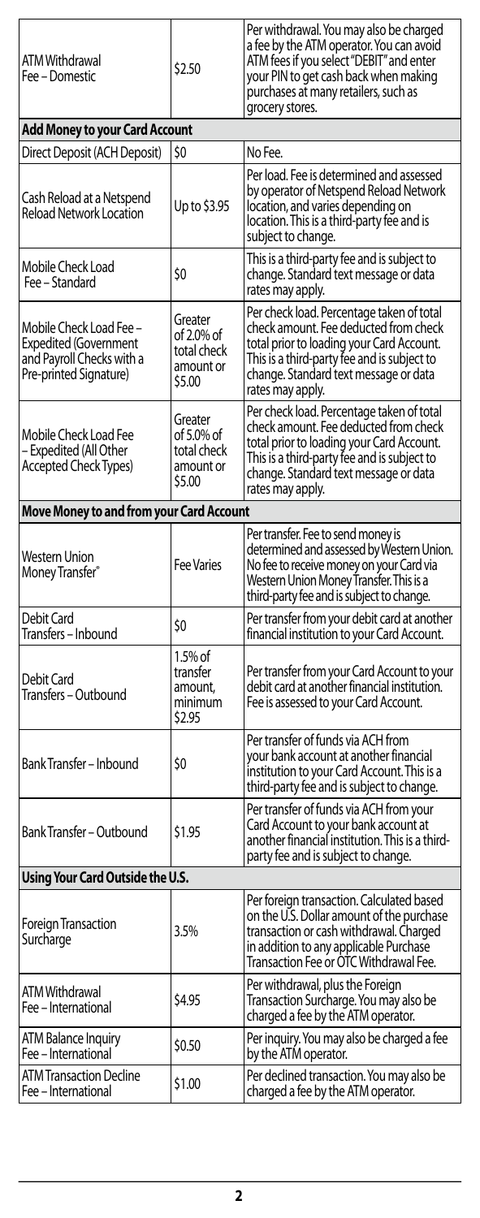| | | |
|---|---|---|
| ATM Withdrawal Fee – Domestic | $2.50 | Per withdrawal. You may also be charged a fee by the ATM operator. You can avoid ATM fees if you select "DEBIT" and enter your PIN to get cash back when making purchases at many retailers, such as grocery stores. |
| **Add Money to your Card Account** | | |
| Direct Deposit (ACH Deposit) | $0 | No Fee. |
| Cash Reload at a Netspend Reload Network Location | Up to $3.95 | Per load. Fee is determined and assessed by operator of Netspend Reload Network location, and varies depending on location. This is a third-party fee and is subject to change. |
| Mobile Check Load Fee – Standard | $0 | This is a third-party fee and is subject to change. Standard text message or data rates may apply. |
| Mobile Check Load Fee – Expedited (Government and Payroll Checks with a Pre-printed Signature) | Greater of 2.0% of total check amount or $5.00 | Per check load. Percentage taken of total check amount. Fee deducted from check total prior to loading your Card Account. This is a third-party fee and is subject to change. Standard text message or data rates may apply. |
| Mobile Check Load Fee – Expedited (All Other Accepted Check Types) | Greater of 5.0% of total check amount or $5.00 | Per check load. Percentage taken of total check amount. Fee deducted from check total prior to loading your Card Account. This is a third-party fee and is subject to change. Standard text message or data rates may apply. |
| **Move Money to and from your Card Account** | | |
| Western Union Money Transfer® | Fee Varies | Per transfer. Fee to send money is determined and assessed by Western Union. No fee to receive money on your Card via Western Union Money Transfer. This is a third-party fee and is subject to change. |
| Debit Card Transfers – Inbound | $0 | Per transfer from your debit card at another financial institution to your Card Account. |
| Debit Card Transfers – Outbound | 1.5% of transfer amount, minimum $2.95 | Per transfer from your Card Account to your debit card at another financial institution. Fee is assessed to your Card Account. |
| Bank Transfer – Inbound | $0 | Per transfer of funds via ACH from your bank account at another financial institution to your Card Account. This is a third-party fee and is subject to change. |
| Bank Transfer – Outbound | $1.95 | Per transfer of funds via ACH from your Card Account to your bank account at another financial institution. This is a third-party fee and is subject to change. |
| **Using Your Card Outside the U.S.** | | |
| Foreign Transaction Surcharge | 3.5% | Per foreign transaction. Calculated based on the U.S. Dollar amount of the purchase transaction or cash withdrawal. Charged in addition to any applicable Purchase Transaction Fee or OTC Withdrawal Fee. |
| ATM Withdrawal Fee – International | $4.95 | Per withdrawal, plus the Foreign Transaction Surcharge. You may also be charged a fee by the ATM operator. |
| ATM Balance Inquiry Fee – International | $0.50 | Per inquiry. You may also be charged a fee by the ATM operator. |
| ATM Transaction Decline Fee – International | $1.00 | Per declined transaction. You may also be charged a fee by the ATM operator. |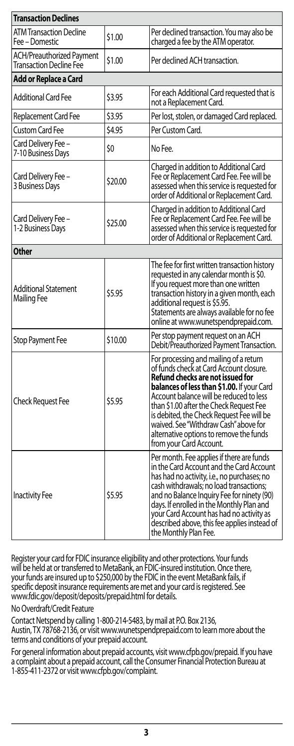| **Transaction Declines** | | |
|---|---|---|
| ATM Transaction Decline Fee – Domestic | $1.00 | Per declined transaction. You may also be charged a fee by the ATM operator. |
| ACH/Preauthorized Payment Transaction Decline Fee | $1.00 | Per declined ACH transaction. |
| **Add or Replace a Card** | | |
| Additional Card Fee | $3.95 | For each Additional Card requested that is not a Replacement Card. |
| Replacement Card Fee | $3.95 | Per lost, stolen, or damaged Card replaced. |
| Custom Card Fee | $4.95 | Per Custom Card. |
| Card Delivery Fee – 7-10 Business Days | $0 | No Fee. |
| Card Delivery Fee – 3 Business Days | $20.00 | Charged in addition to Additional Card Fee or Replacement Card Fee. Fee will be assessed when this service is requested for order of Additional or Replacement Card. |
| Card Delivery Fee – 1-2 Business Days | $25.00 | Charged in addition to Additional Card Fee or Replacement Card Fee. Fee will be assessed when this service is requested for order of Additional or Replacement Card. |
| **Other** | | |
| Additional Statement Mailing Fee | $5.95 | The fee for first written transaction history requested in any calendar month is $0. If you request more than one written transaction history in a given month, each additional request is $5.95. Statements are always available for no fee online at www.wunetspendprepaid.com. |
| Stop Payment Fee | $10.00 | Per stop payment request on an ACH Debit/Preauthorized Payment Transaction. |
| Check Request Fee | $5.95 | For processing and mailing of a return of funds check at Card Account closure. **Refund checks are not issued for balances of less than $1.00.** If your Card Account balance will be reduced to less than $1.00 after the Check Request Fee is debited, the Check Request Fee will be waived. See "Withdraw Cash" above for alternative options to remove the funds from your Card Account. |
| Inactivity Fee | $5.95 | Per month. Fee applies if there are funds in the Card Account and the Card Account has had no activity, i.e., no purchases; no cash withdrawals; no load transactions; and no Balance Inquiry Fee for ninety (90) days. If enrolled in the Monthly Plan and your Card Account has had no activity as described above, this fee applies instead of the Monthly Plan Fee. |

Register your card for FDIC insurance eligibility and other protections. Your funds will be held at or transferred to MetaBank, an FDIC-insured institution. Once there, your funds are insured up to $250,000 by the FDIC in the event MetaBank fails, if specific deposit insurance requirements are met and your card is registered. See www.fdic.gov/deposit/deposits/prepaid.html for details.

No Overdraft/Credit Feature

Contact Netspend by calling 1-800-214-5483, by mail at P.O. Box 2136, Austin, TX 78768-2136, or visit www.wunetspendprepaid.com to learn more about the terms and conditions of your prepaid account.

For general information about prepaid accounts, visit www.cfpb.gov/prepaid. If you have a complaint about a prepaid account, call the Consumer Financial Protection Bureau at 1-855-411-2372 or visit www.cfpb.gov/complaint.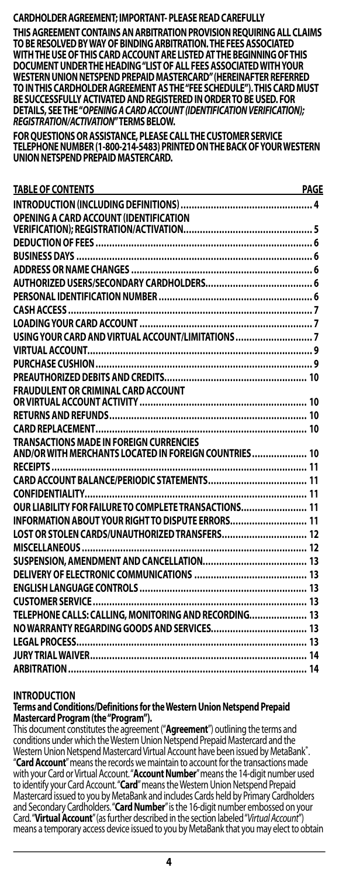**CARDHOLDER AGREEMENT; IMPORTANT- PLEASE READ CAREFULLY**

**THIS AGREEMENT CONTAINS AN ARBITRATION PROVISION REQUIRING ALL CLAIMS TO BE RESOLVED BY WAY OF BINDING ARBITRATION. THE FEES ASSOCIATED WITH THE USE OF THIS CARD ACCOUNT ARE LISTED AT THE BEGINNING OF THIS DOCUMENT UNDER THE HEADING "LIST OF ALL FEES ASSOCIATED WITH YOUR WESTERN UNION NETSPEND PREPAID MASTERCARD" (HEREINAFTER REFERRED TO IN THIS CARDHOLDER AGREEMENT AS THE "FEE SCHEDULE"). THIS CARD MUST BE SUCCESSFULLY ACTIVATED AND REGISTERED IN ORDER TO BE USED. FOR DETAILS, SEE THE "*OPENING A CARD ACCOUNT (IDENTIFICATION VERIFICATION); REGISTRATION/ACTIVATION*" TERMS BELOW.**

**FOR QUESTIONS OR ASSISTANCE, PLEASE CALL THE CUSTOMER SERVICE TELEPHONE NUMBER (1-800-214-5483) PRINTED ON THE BACK OF YOUR WESTERN UNION NETSPEND PREPAID MASTERCARD.**

| TABLE OF CONTENTS | PAGE |
|---|---|
| INTRODUCTION (INCLUDING DEFINITIONS) | 4 |
| OPENING A CARD ACCOUNT (IDENTIFICATION VERIFICATION); REGISTRATION/ACTIVATION | 5 |
| DEDUCTION OF FEES | 6 |
| BUSINESS DAYS | 6 |
| ADDRESS OR NAME CHANGES | 6 |
| AUTHORIZED USERS/SECONDARY CARDHOLDERS | 6 |
| PERSONAL IDENTIFICATION NUMBER | 6 |
| CASH ACCESS | 7 |
| LOADING YOUR CARD ACCOUNT | 7 |
| USING YOUR CARD AND VIRTUAL ACCOUNT/LIMITATIONS | 7 |
| VIRTUAL ACCOUNT | 9 |
| PURCHASE CUSHION | 9 |
| PREAUTHORIZED DEBITS AND CREDITS | 10 |
| FRAUDULENT OR CRIMINAL CARD ACCOUNT OR VIRTUAL ACCOUNT ACTIVITY | 10 |
| RETURNS AND REFUNDS | 10 |
| CARD REPLACEMENT | 10 |
| TRANSACTIONS MADE IN FOREIGN CURRENCIES AND/OR WITH MERCHANTS LOCATED IN FOREIGN COUNTRIES | 10 |
| RECEIPTS | 11 |
| CARD ACCOUNT BALANCE/PERIODIC STATEMENTS | 11 |
| CONFIDENTIALITY | 11 |
| OUR LIABILITY FOR FAILURE TO COMPLETE TRANSACTIONS | 11 |
| INFORMATION ABOUT YOUR RIGHT TO DISPUTE ERRORS | 11 |
| LOST OR STOLEN CARDS/UNAUTHORIZED TRANSFERS | 12 |
| MISCELLANEOUS | 12 |
| SUSPENSION, AMENDMENT AND CANCELLATION | 13 |
| DELIVERY OF ELECTRONIC COMMUNICATIONS | 13 |
| ENGLISH LANGUAGE CONTROLS | 13 |
| CUSTOMER SERVICE | 13 |
| TELEPHONE CALLS: CALLING, MONITORING AND RECORDING | 13 |
| NO WARRANTY REGARDING GOODS AND SERVICES | 13 |
| LEGAL PROCESS | 13 |
| JURY TRIAL WAIVER | 14 |
| ARBITRATION | 14 |

## INTRODUCTION

**Terms and Conditions/Definitions for the Western Union Netspend Prepaid Mastercard Program (the "Program").**

This document constitutes the agreement ("**Agreement**") outlining the terms and conditions under which the Western Union Netspend Prepaid Mastercard and the Western Union Netspend Mastercard Virtual Account have been issued by MetaBank®. "**Card Account**" means the records we maintain to account for the transactions made with your Card or Virtual Account. "**Account Number**" means the 14-digit number used to identify your Card Account. "**Card**" means the Western Union Netspend Prepaid Mastercard issued to you by MetaBank and includes Cards held by Primary Cardholders and Secondary Cardholders. "**Card Number**" is the 16-digit number embossed on your Card. "**Virtual Account**" (as further described in the section labeled "*Virtual Account*") means a temporary access device issued to you by MetaBank that you may elect to obtain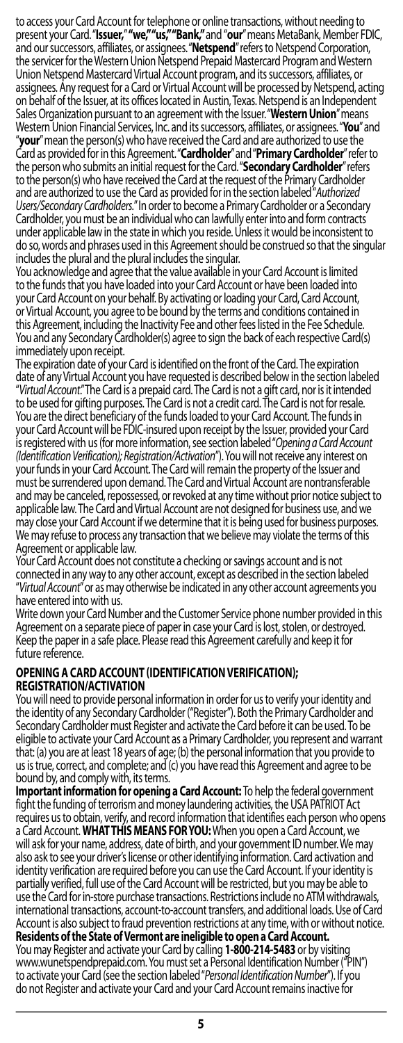to access your Card Account for telephone or online transactions, without needing to present your Card. "**Issuer,**" **"we," "us," "Bank,"** and "**our**" means MetaBank, Member FDIC, and our successors, affiliates, or assignees. "**Netspend**" refers to Netspend Corporation, the servicer for the Western Union Netspend Prepaid Mastercard Program and Western Union Netspend Mastercard Virtual Account program, and its successors, affiliates, or assignees. Any request for a Card or Virtual Account will be processed by Netspend, acting on behalf of the Issuer, at its offices located in Austin, Texas. Netspend is an Independent Sales Organization pursuant to an agreement with the Issuer. "**Western Union**" means Western Union Financial Services, Inc. and its successors, affiliates, or assignees. "**You**" and "**your**" mean the person(s) who have received the Card and are authorized to use the Card as provided for in this Agreement. "**Cardholder**" and "**Primary Cardholder**" refer to the person who submits an initial request for the Card. "**Secondary Cardholder**" refers to the person(s) who have received the Card at the request of the Primary Cardholder and are authorized to use the Card as provided for in the section labeled "*Authorized Users/Secondary Cardholders.*" In order to become a Primary Cardholder or a Secondary Cardholder, you must be an individual who can lawfully enter into and form contracts under applicable law in the state in which you reside. Unless it would be inconsistent to do so, words and phrases used in this Agreement should be construed so that the singular includes the plural and the plural includes the singular.

You acknowledge and agree that the value available in your Card Account is limited to the funds that you have loaded into your Card Account or have been loaded into your Card Account on your behalf. By activating or loading your Card, Card Account, or Virtual Account, you agree to be bound by the terms and conditions contained in this Agreement, including the Inactivity Fee and other fees listed in the Fee Schedule. You and any Secondary Cardholder(s) agree to sign the back of each respective Card(s) immediately upon receipt.

The expiration date of your Card is identified on the front of the Card. The expiration date of any Virtual Account you have requested is described below in the section labeled "*Virtual Account.*" The Card is a prepaid card. The Card is not a gift card, nor is it intended to be used for gifting purposes. The Card is not a credit card. The Card is not for resale. You are the direct beneficiary of the funds loaded to your Card Account. The funds in your Card Account will be FDIC-insured upon receipt by the Issuer, provided your Card is registered with us (for more information, see section labeled "*Opening a Card Account (Identification Verification); Registration/Activation*"). You will not receive any interest on your funds in your Card Account. The Card will remain the property of the Issuer and must be surrendered upon demand. The Card and Virtual Account are nontransferable and may be canceled, repossessed, or revoked at any time without prior notice subject to applicable law. The Card and Virtual Account are not designed for business use, and we may close your Card Account if we determine that it is being used for business purposes. We may refuse to process any transaction that we believe may violate the terms of this Agreement or applicable law.

Your Card Account does not constitute a checking or savings account and is not connected in any way to any other account, except as described in the section labeled "*Virtual Account*" or as may otherwise be indicated in any other account agreements you have entered into with us.

Write down your Card Number and the Customer Service phone number provided in this Agreement on a separate piece of paper in case your Card is lost, stolen, or destroyed. Keep the paper in a safe place. Please read this Agreement carefully and keep it for future reference.

## OPENING A CARD ACCOUNT (IDENTIFICATION VERIFICATION); REGISTRATION/ACTIVATION

You will need to provide personal information in order for us to verify your identity and the identity of any Secondary Cardholder ("Register"). Both the Primary Cardholder and Secondary Cardholder must Register and activate the Card before it can be used. To be eligible to activate your Card Account as a Primary Cardholder, you represent and warrant that: (a) you are at least 18 years of age; (b) the personal information that you provide to us is true, correct, and complete; and (c) you have read this Agreement and agree to be bound by, and comply with, its terms.

**Important information for opening a Card Account:** To help the federal government fight the funding of terrorism and money laundering activities, the USA PATRIOT Act requires us to obtain, verify, and record information that identifies each person who opens a Card Account. **WHAT THIS MEANS FOR YOU:** When you open a Card Account, we will ask for your name, address, date of birth, and your government ID number. We may also ask to see your driver's license or other identifying information. Card activation and identity verification are required before you can use the Card Account. If your identity is partially verified, full use of the Card Account will be restricted, but you may be able to use the Card for in-store purchase transactions. Restrictions include no ATM withdrawals, international transactions, account-to-account transfers, and additional loads. Use of Card Account is also subject to fraud prevention restrictions at any time, with or without notice.

**Residents of the State of Vermont are ineligible to open a Card Account.**

You may Register and activate your Card by calling **1-800-214-5483** or by visiting www.wunetspendprepaid.com. You must set a Personal Identification Number ("PIN") to activate your Card (see the section labeled "*Personal Identification Number*"). If you do not Register and activate your Card and your Card Account remains inactive for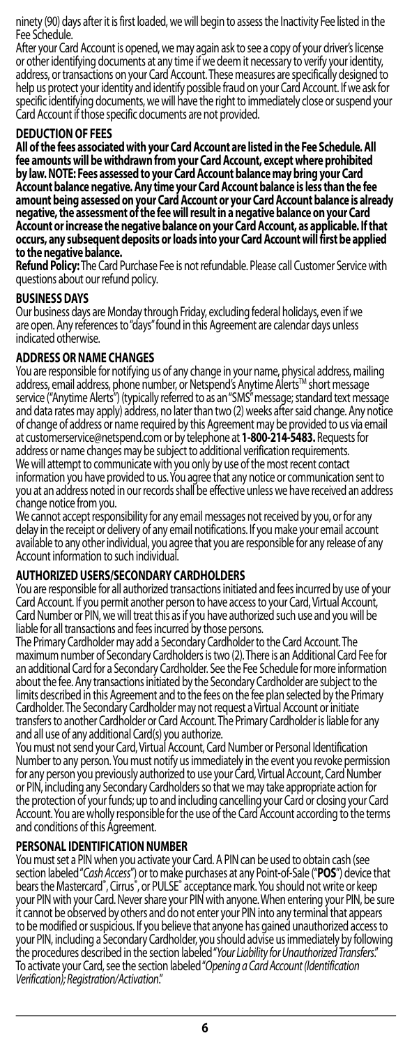ninety (90) days after it is first loaded, we will begin to assess the Inactivity Fee listed in the Fee Schedule.

After your Card Account is opened, we may again ask to see a copy of your driver's license or other identifying documents at any time if we deem it necessary to verify your identity, address, or transactions on your Card Account. These measures are specifically designed to help us protect your identity and identify possible fraud on your Card Account. If we ask for specific identifying documents, we will have the right to immediately close or suspend your Card Account if those specific documents are not provided.

## DEDUCTION OF FEES

**All of the fees associated with your Card Account are listed in the Fee Schedule. All fee amounts will be withdrawn from your Card Account, except where prohibited by law. NOTE: Fees assessed to your Card Account balance may bring your Card Account balance negative. Any time your Card Account balance is less than the fee amount being assessed on your Card Account or your Card Account balance is already negative, the assessment of the fee will result in a negative balance on your Card Account or increase the negative balance on your Card Account, as applicable. If that occurs, any subsequent deposits or loads into your Card Account will first be applied to the negative balance.**

**Refund Policy:** The Card Purchase Fee is not refundable. Please call Customer Service with questions about our refund policy.

## BUSINESS DAYS

Our business days are Monday through Friday, excluding federal holidays, even if we are open. Any references to "days" found in this Agreement are calendar days unless indicated otherwise.

## ADDRESS OR NAME CHANGES

You are responsible for notifying us of any change in your name, physical address, mailing address, email address, phone number, or Netspend's Anytime Alerts™ short message service ("Anytime Alerts") (typically referred to as an "SMS" message; standard text message and data rates may apply) address, no later than two (2) weeks after said change. Any notice of change of address or name required by this Agreement may be provided to us via email at customerservice@netspend.com or by telephone at **1-800-214-5483.** Requests for address or name changes may be subject to additional verification requirements.

We will attempt to communicate with you only by use of the most recent contact information you have provided to us. You agree that any notice or communication sent to you at an address noted in our records shall be effective unless we have received an address change notice from you.

We cannot accept responsibility for any email messages not received by you, or for any delay in the receipt or delivery of any email notifications. If you make your email account available to any other individual, you agree that you are responsible for any release of any Account information to such individual.

## AUTHORIZED USERS/SECONDARY CARDHOLDERS

You are responsible for all authorized transactions initiated and fees incurred by use of your Card Account. If you permit another person to have access to your Card, Virtual Account, Card Number or PIN, we will treat this as if you have authorized such use and you will be liable for all transactions and fees incurred by those persons.

The Primary Cardholder may add a Secondary Cardholder to the Card Account. The maximum number of Secondary Cardholders is two (2). There is an Additional Card Fee for an additional Card for a Secondary Cardholder. See the Fee Schedule for more information about the fee. Any transactions initiated by the Secondary Cardholder are subject to the limits described in this Agreement and to the fees on the fee plan selected by the Primary Cardholder. The Secondary Cardholder may not request a Virtual Account or initiate transfers to another Cardholder or Card Account. The Primary Cardholder is liable for any and all use of any additional Card(s) you authorize.

You must not send your Card, Virtual Account, Card Number or Personal Identification Number to any person. You must notify us immediately in the event you revoke permission for any person you previously authorized to use your Card, Virtual Account, Card Number or PIN, including any Secondary Cardholders so that we may take appropriate action for the protection of your funds; up to and including cancelling your Card or closing your Card Account. You are wholly responsible for the use of the Card Account according to the terms and conditions of this Agreement.

## PERSONAL IDENTIFICATION NUMBER

You must set a PIN when you activate your Card. A PIN can be used to obtain cash (see section labeled "*Cash Access*") or to make purchases at any Point-of-Sale ("**POS**") device that bears the Mastercard®, Cirrus®, or PULSE® acceptance mark. You should not write or keep your PIN with your Card. Never share your PIN with anyone. When entering your PIN, be sure it cannot be observed by others and do not enter your PIN into any terminal that appears to be modified or suspicious. If you believe that anyone has gained unauthorized access to your PIN, including a Secondary Cardholder, you should advise us immediately by following the procedures described in the section labeled "*Your Liability for Unauthorized Transfers*." To activate your Card, see the section labeled "*Opening a Card Account (Identification Verification); Registration/Activation*."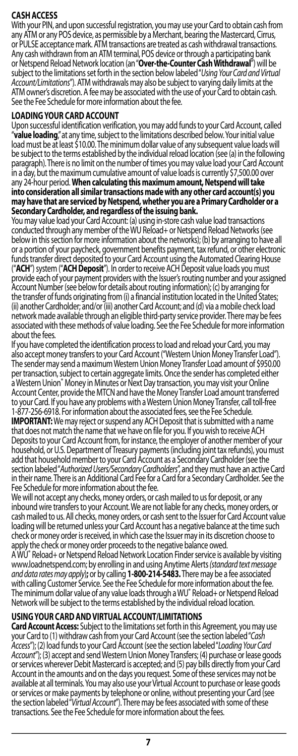## CASH ACCESS

With your PIN, and upon successful registration, you may use your Card to obtain cash from any ATM or any POS device, as permissible by a Merchant, bearing the Mastercard, Cirrus, or PULSE acceptance mark. ATM transactions are treated as cash withdrawal transactions. Any cash withdrawn from an ATM terminal, POS device or through a participating bank or Netspend Reload Network location (an "**Over-the-Counter Cash Withdrawal**") will be subject to the limitations set forth in the section below labeled "*Using Your Card and Virtual Account/Limitations*"). ATM withdrawals may also be subject to varying daily limits at the ATM owner's discretion. A fee may be associated with the use of your Card to obtain cash. See the Fee Schedule for more information about the fee.

## LOADING YOUR CARD ACCOUNT

Upon successful identification verification, you may add funds to your Card Account, called "**value loading**," at any time, subject to the limitations described below. Your initial value load must be at least $10.00. The minimum dollar value of any subsequent value loads will be subject to the terms established by the individual reload location (see (a) in the following paragraph). There is no limit on the number of times you may value load your Card Account in a day, but the maximum cumulative amount of value loads is currently $7,500.00 over any 24-hour period. **When calculating this maximum amount, Netspend will take into consideration all similar transactions made with any other card account(s) you may have that are serviced by Netspend, whether you are a Primary Cardholder or a Secondary Cardholder, and regardless of the issuing bank.**

You may value load your Card Account: (a) using in-store cash value load transactions conducted through any member of the WU Reload+ or Netspend Reload Networks (see below in this section for more information about the networks); (b) by arranging to have all or a portion of your paycheck, government benefits payment, tax refund, or other electronic funds transfer direct deposited to your Card Account using the Automated Clearing House ("**ACH**") system ("**ACH Deposit**"). In order to receive ACH Deposit value loads you must provide each of your payment providers with the Issuer's routing number and your assigned Account Number (see below for details about routing information); (c) by arranging for the transfer of funds originating from (i) a financial institution located in the United States; (ii) another Cardholder; and/or (iii) another Card Account; and (d) via a mobile check load network made available through an eligible third-party service provider. There may be fees associated with these methods of value loading. See the Fee Schedule for more information about the fees.

If you have completed the identification process to load and reload your Card, you may also accept money transfers to your Card Account ("Western Union Money Transfer Load"). The sender may send a maximum Western Union Money Transfer Load amount of $950.00 per transaction, subject to certain aggregate limits. Once the sender has completed either a Western Union® Money in Minutes or Next Day transaction, you may visit your Online Account Center, provide the MTCN and have the Money Transfer Load amount transferred to your Card. If you have any problems with a Western Union Money Transfer, call toll-free 1-877-256-6918. For information about the associated fees, see the Fee Schedule.

**IMPORTANT:** We may reject or suspend any ACH Deposit that is submitted with a name that does not match the name that we have on file for you. If you wish to receive ACH Deposits to your Card Account from, for instance, the employer of another member of your household, or U.S. Department of Treasury payments (including joint tax refunds), you must add that household member to your Card Account as a Secondary Cardholder (see the section labeled "*Authorized Users/Secondary Cardholders*", and they must have an active Card in their name. There is an Additional Card Fee for a Card for a Secondary Cardholder. See the Fee Schedule for more information about the fee.

We will not accept any checks, money orders, or cash mailed to us for deposit, or any inbound wire transfers to your Account. We are not liable for any checks, money orders, or cash mailed to us. All checks, money orders, or cash sent to the Issuer for Card Account value loading will be returned unless your Card Account has a negative balance at the time such check or money order is received, in which case the Issuer may in its discretion choose to apply the check or money order proceeds to the negative balance owed.

A WU® Reload+ or Netspend Reload Network Location Finder service is available by visiting www.loadnetspend.com; by enrolling in and using Anytime Alerts *(standard text message and data rates may apply)***;** or by calling **1-800-214-5483.** There may be a fee associated with calling Customer Service. See the Fee Schedule for more information about the fee. The minimum dollar value of any value loads through a WU® Reload+ or Netspend Reload Network will be subject to the terms established by the individual reload location.

## USING YOUR CARD AND VIRTUAL ACCOUNT/LIMITATIONS

**Card Account Access:** Subject to the limitations set forth in this Agreement, you may use your Card to (1) withdraw cash from your Card Account (see the section labeled "*Cash Access*"); (2) load funds to your Card Account (see the section labeled "*Loading Your Card Account*"); (3) accept and send Western Union Money Transfers; (4) purchase or lease goods or services wherever Debit Mastercard is accepted; and (5) pay bills directly from your Card Account in the amounts and on the days you request. Some of these services may not be available at all terminals. You may also use your Virtual Account to purchase or lease goods or services or make payments by telephone or online, without presenting your Card (see the section labeled "*Virtual Account*"). There may be fees associated with some of these transactions. See the Fee Schedule for more information about the fees.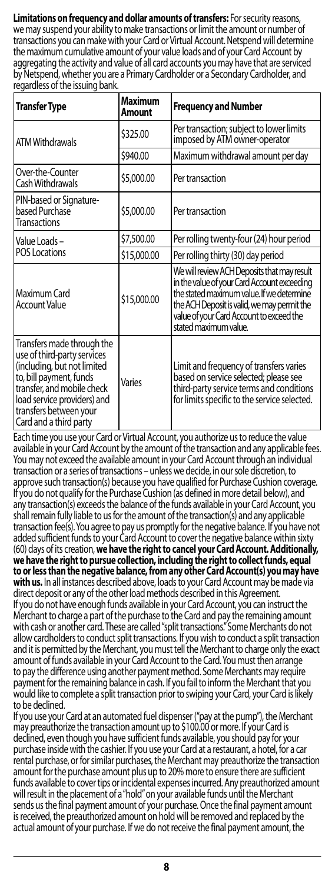**Limitations on frequency and dollar amounts of transfers:** For security reasons, we may suspend your ability to make transactions or limit the amount or number of transactions you can make with your Card or Virtual Account. Netspend will determine the maximum cumulative amount of your value loads and of your Card Account by aggregating the activity and value of all card accounts you may have that are serviced by Netspend, whether you are a Primary Cardholder or a Secondary Cardholder, and regardless of the issuing bank.

| Transfer Type | Maximum Amount | Frequency and Number |
|---|---|---|
| ATM Withdrawals | $325.00 | Per transaction; subject to lower limits imposed by ATM owner-operator |
| | $940.00 | Maximum withdrawal amount per day |
| Over-the-Counter Cash Withdrawals | $5,000.00 | Per transaction |
| PIN-based or Signature-based Purchase Transactions | $5,000.00 | Per transaction |
| Value Loads – POS Locations | $7,500.00 | Per rolling twenty-four (24) hour period |
| | $15,000.00 | Per rolling thirty (30) day period |
| Maximum Card Account Value | $15,000.00 | We will review ACH Deposits that may result in the value of your Card Account exceeding the stated maximum value. If we determine the ACH Deposit is valid, we may permit the value of your Card Account to exceed the stated maximum value. |
| Transfers made through the use of third-party services (including, but not limited to, bill payment, funds transfer, and mobile check load service providers) and transfers between your Card and a third party | Varies | Limit and frequency of transfers varies based on service selected; please see third-party service terms and conditions for limits specific to the service selected. |

Each time you use your Card or Virtual Account, you authorize us to reduce the value available in your Card Account by the amount of the transaction and any applicable fees. You may not exceed the available amount in your Card Account through an individual transaction or a series of transactions – unless we decide, in our sole discretion, to approve such transaction(s) because you have qualified for Purchase Cushion coverage. If you do not qualify for the Purchase Cushion (as defined in more detail below), and any transaction(s) exceeds the balance of the funds available in your Card Account, you shall remain fully liable to us for the amount of the transaction(s) and any applicable transaction fee(s). You agree to pay us promptly for the negative balance. If you have not added sufficient funds to your Card Account to cover the negative balance within sixty (60) days of its creation, **we have the right to cancel your Card Account. Additionally, we have the right to pursue collection, including the right to collect funds, equal to or less than the negative balance, from any other Card Account(s) you may have with us.** In all instances described above, loads to your Card Account may be made via direct deposit or any of the other load methods described in this Agreement.

If you do not have enough funds available in your Card Account, you can instruct the Merchant to charge a part of the purchase to the Card and pay the remaining amount with cash or another card. These are called "split transactions." Some Merchants do not allow cardholders to conduct split transactions. If you wish to conduct a split transaction and it is permitted by the Merchant, you must tell the Merchant to charge only the exact amount of funds available in your Card Account to the Card. You must then arrange to pay the difference using another payment method. Some Merchants may require payment for the remaining balance in cash. If you fail to inform the Merchant that you would like to complete a split transaction prior to swiping your Card, your Card is likely to be declined.

If you use your Card at an automated fuel dispenser ("pay at the pump"), the Merchant may preauthorize the transaction amount up to $100.00 or more. If your Card is declined, even though you have sufficient funds available, you should pay for your purchase inside with the cashier. If you use your Card at a restaurant, a hotel, for a car rental purchase, or for similar purchases, the Merchant may preauthorize the transaction amount for the purchase amount plus up to 20% more to ensure there are sufficient funds available to cover tips or incidental expenses incurred. Any preauthorized amount will result in the placement of a "hold" on your available funds until the Merchant sends us the final payment amount of your purchase. Once the final payment amount is received, the preauthorized amount on hold will be removed and replaced by the actual amount of your purchase. If we do not receive the final payment amount, the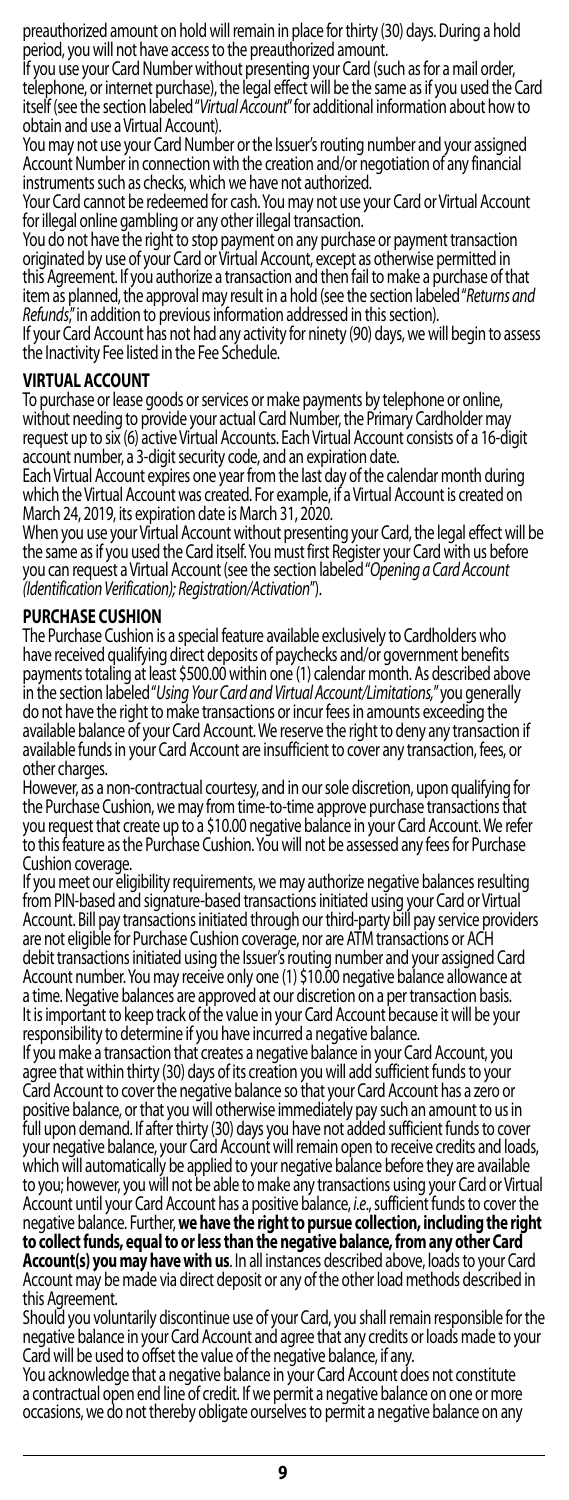preauthorized amount on hold will remain in place for thirty (30) days. During a hold period, you will not have access to the preauthorized amount.

If you use your Card Number without presenting your Card (such as for a mail order, telephone, or internet purchase), the legal effect will be the same as if you used the Card itself (see the section labeled "*Virtual Account*" for additional information about how to obtain and use a Virtual Account).

You may not use your Card Number or the Issuer's routing number and your assigned Account Number in connection with the creation and/or negotiation of any financial instruments such as checks, which we have not authorized.

Your Card cannot be redeemed for cash. You may not use your Card or Virtual Account for illegal online gambling or any other illegal transaction.

You do not have the right to stop payment on any purchase or payment transaction originated by use of your Card or Virtual Account, except as otherwise permitted in this Agreement. If you authorize a transaction and then fail to make a purchase of that item as planned, the approval may result in a hold (see the section labeled "*Returns and Refunds*," in addition to previous information addressed in this section).

If your Card Account has not had any activity for ninety (90) days, we will begin to assess the Inactivity Fee listed in the Fee Schedule.

## VIRTUAL ACCOUNT

To purchase or lease goods or services or make payments by telephone or online, without needing to provide your actual Card Number, the Primary Cardholder may request up to six (6) active Virtual Accounts. Each Virtual Account consists of a 16-digit account number, a 3-digit security code, and an expiration date.

Each Virtual Account expires one year from the last day of the calendar month during which the Virtual Account was created. For example, if a Virtual Account is created on March 24, 2019, its expiration date is March 31, 2020.

When you use your Virtual Account without presenting your Card, the legal effect will be the same as if you used the Card itself. You must first Register your Card with us before you can request a Virtual Account (see the section labeled "*Opening a Card Account (Identification Verification); Registration/Activation*").

## PURCHASE CUSHION

The Purchase Cushion is a special feature available exclusively to Cardholders who have received qualifying direct deposits of paychecks and/or government benefits payments totaling at least $500.00 within one (1) calendar month. As described above in the section labeled "*Using Your Card and Virtual Account/Limitations*," you generally do not have the right to make transactions or incur fees in amounts exceeding the available balance of your Card Account. We reserve the right to deny any transaction if available funds in your Card Account are insufficient to cover any transaction, fees, or other charges.

However, as a non-contractual courtesy, and in our sole discretion, upon qualifying for the Purchase Cushion, we may from time-to-time approve purchase transactions that you request that create up to a $10.00 negative balance in your Card Account. We refer to this feature as the Purchase Cushion. You will not be assessed any fees for Purchase Cushion coverage.

If you meet our eligibility requirements, we may authorize negative balances resulting from PIN-based and signature-based transactions initiated using your Card or Virtual Account. Bill pay transactions initiated through our third-party bill pay service providers are not eligible for Purchase Cushion coverage, nor are ATM transactions or ACH debit transactions initiated using the Issuer's routing number and your assigned Card Account number. You may receive only one (1) $10.00 negative balance allowance at a time. Negative balances are approved at our discretion on a per transaction basis. It is important to keep track of the value in your Card Account because it will be your responsibility to determine if you have incurred a negative balance.

If you make a transaction that creates a negative balance in your Card Account, you agree that within thirty (30) days of its creation you will add sufficient funds to your Card Account to cover the negative balance so that your Card Account has a zero or positive balance, or that you will otherwise immediately pay such an amount to us in full upon demand. If after thirty (30) days you have not added sufficient funds to cover your negative balance, your Card Account will remain open to receive credits and loads, which will automatically be applied to your negative balance before they are available to you; however, you will not be able to make any transactions using your Card or Virtual Account until your Card Account has a positive balance, *i.e.*, sufficient funds to cover the negative balance. Further, **we have the right to pursue collection, including the right to collect funds, equal to or less than the negative balance, from any other Card Account(s) you may have with us**. In all instances described above, loads to your Card Account may be made via direct deposit or any of the other load methods described in this Agreement.

Should you voluntarily discontinue use of your Card, you shall remain responsible for the negative balance in your Card Account and agree that any credits or loads made to your Card will be used to offset the value of the negative balance, if any.

You acknowledge that a negative balance in your Card Account does not constitute a contractual open end line of credit. If we permit a negative balance on one or more occasions, we do not thereby obligate ourselves to permit a negative balance on any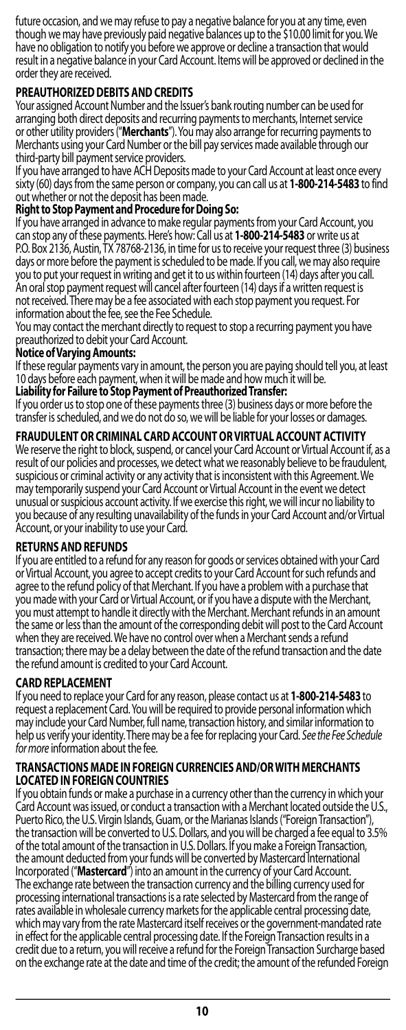future occasion, and we may refuse to pay a negative balance for you at any time, even though we may have previously paid negative balances up to the $10.00 limit for you. We have no obligation to notify you before we approve or decline a transaction that would result in a negative balance in your Card Account. Items will be approved or declined in the order they are received.

## PREAUTHORIZED DEBITS AND CREDITS

Your assigned Account Number and the Issuer's bank routing number can be used for arranging both direct deposits and recurring payments to merchants, Internet service or other utility providers ("**Merchants**"). You may also arrange for recurring payments to Merchants using your Card Number or the bill pay services made available through our third-party bill payment service providers.

If you have arranged to have ACH Deposits made to your Card Account at least once every sixty (60) days from the same person or company, you can call us at **1-800-214-5483** to find out whether or not the deposit has been made.

**Right to Stop Payment and Procedure for Doing So:**

If you have arranged in advance to make regular payments from your Card Account, you can stop any of these payments. Here's how: Call us at **1-800-214-5483** or write us at P.O. Box 2136, Austin, TX 78768-2136, in time for us to receive your request three (3) business days or more before the payment is scheduled to be made. If you call, we may also require you to put your request in writing and get it to us within fourteen (14) days after you call. An oral stop payment request will cancel after fourteen (14) days if a written request is not received. There may be a fee associated with each stop payment you request. For information about the fee, see the Fee Schedule.

You may contact the merchant directly to request to stop a recurring payment you have preauthorized to debit your Card Account.

**Notice of Varying Amounts:**

If these regular payments vary in amount, the person you are paying should tell you, at least 10 days before each payment, when it will be made and how much it will be.

**Liability for Failure to Stop Payment of Preauthorized Transfer:**

If you order us to stop one of these payments three (3) business days or more before the transfer is scheduled, and we do not do so, we will be liable for your losses or damages.

## FRAUDULENT OR CRIMINAL CARD ACCOUNT OR VIRTUAL ACCOUNT ACTIVITY

We reserve the right to block, suspend, or cancel your Card Account or Virtual Account if, as a result of our policies and processes, we detect what we reasonably believe to be fraudulent, suspicious or criminal activity or any activity that is inconsistent with this Agreement. We may temporarily suspend your Card Account or Virtual Account in the event we detect unusual or suspicious account activity. If we exercise this right, we will incur no liability to you because of any resulting unavailability of the funds in your Card Account and/or Virtual Account, or your inability to use your Card.

## RETURNS AND REFUNDS

If you are entitled to a refund for any reason for goods or services obtained with your Card or Virtual Account, you agree to accept credits to your Card Account for such refunds and agree to the refund policy of that Merchant. If you have a problem with a purchase that you made with your Card or Virtual Account, or if you have a dispute with the Merchant, you must attempt to handle it directly with the Merchant. Merchant refunds in an amount the same or less than the amount of the corresponding debit will post to the Card Account when they are received. We have no control over when a Merchant sends a refund transaction; there may be a delay between the date of the refund transaction and the date the refund amount is credited to your Card Account.

## CARD REPLACEMENT

If you need to replace your Card for any reason, please contact us at **1-800-214-5483** to request a replacement Card. You will be required to provide personal information which may include your Card Number, full name, transaction history, and similar information to help us verify your identity. There may be a fee for replacing your Card. *See the Fee Schedule for more* information about the fee.

## TRANSACTIONS MADE IN FOREIGN CURRENCIES AND/OR WITH MERCHANTS LOCATED IN FOREIGN COUNTRIES

If you obtain funds or make a purchase in a currency other than the currency in which your Card Account was issued, or conduct a transaction with a Merchant located outside the U.S., Puerto Rico, the U.S. Virgin Islands, Guam, or the Marianas Islands ("Foreign Transaction"), the transaction will be converted to U.S. Dollars, and you will be charged a fee equal to 3.5% of the total amount of the transaction in U.S. Dollars. If you make a Foreign Transaction, the amount deducted from your funds will be converted by Mastercard International Incorporated ("**Mastercard**") into an amount in the currency of your Card Account. The exchange rate between the transaction currency and the billing currency used for processing international transactions is a rate selected by Mastercard from the range of rates available in wholesale currency markets for the applicable central processing date, which may vary from the rate Mastercard itself receives or the government-mandated rate in effect for the applicable central processing date. If the Foreign Transaction results in a credit due to a return, you will receive a refund for the Foreign Transaction Surcharge based on the exchange rate at the date and time of the credit; the amount of the refunded Foreign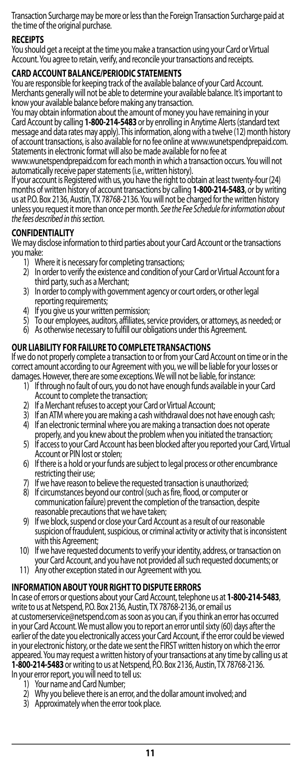Transaction Surcharge may be more or less than the Foreign Transaction Surcharge paid at the time of the original purchase.

## RECEIPTS

You should get a receipt at the time you make a transaction using your Card or Virtual Account. You agree to retain, verify, and reconcile your transactions and receipts.

## CARD ACCOUNT BALANCE/PERIODIC STATEMENTS

You are responsible for keeping track of the available balance of your Card Account. Merchants generally will not be able to determine your available balance. It's important to know your available balance before making any transaction.

You may obtain information about the amount of money you have remaining in your Card Account by calling **1-800-214-5483** or by enrolling in Anytime Alerts (standard text message and data rates may apply). This information, along with a twelve (12) month history of account transactions, is also available for no fee online at www.wunetspendprepaid.com. Statements in electronic format will also be made available for no fee at www.wunetspendprepaid.com for each month in which a transaction occurs. You will not automatically receive paper statements (i.e., written history).

If your account is Registered with us, you have the right to obtain at least twenty-four (24) months of written history of account transactions by calling **1-800-214-5483**, or by writing us at P.O. Box 2136, Austin, TX 78768-2136. You will not be charged for the written history unless you request it more than once per month. *See the Fee Schedule for information about the fees described in this section.*

## CONFIDENTIALITY

We may disclose information to third parties about your Card Account or the transactions you make:

1) Where it is necessary for completing transactions;
2) In order to verify the existence and condition of your Card or Virtual Account for a third party, such as a Merchant;
3) In order to comply with government agency or court orders, or other legal reporting requirements;
4) If you give us your written permission;
5) To our employees, auditors, affiliates, service providers, or attorneys, as needed; or
6) As otherwise necessary to fulfill our obligations under this Agreement.

## OUR LIABILITY FOR FAILURE TO COMPLETE TRANSACTIONS

If we do not properly complete a transaction to or from your Card Account on time or in the correct amount according to our Agreement with you, we will be liable for your losses or damages. However, there are some exceptions. We will not be liable, for instance:

1) If through no fault of ours, you do not have enough funds available in your Card Account to complete the transaction;
2) If a Merchant refuses to accept your Card or Virtual Account;
3) If an ATM where you are making a cash withdrawal does not have enough cash;
4) If an electronic terminal where you are making a transaction does not operate properly, and you knew about the problem when you initiated the transaction;
5) If access to your Card Account has been blocked after you reported your Card, Virtual Account or PIN lost or stolen;
6) If there is a hold or your funds are subject to legal process or other encumbrance restricting their use;
7) If we have reason to believe the requested transaction is unauthorized;
8) If circumstances beyond our control (such as fire, flood, or computer or communication failure) prevent the completion of the transaction, despite reasonable precautions that we have taken;
9) If we block, suspend or close your Card Account as a result of our reasonable suspicion of fraudulent, suspicious, or criminal activity or activity that is inconsistent with this Agreement;
10) If we have requested documents to verify your identity, address, or transaction on your Card Account, and you have not provided all such requested documents; or
11) Any other exception stated in our Agreement with you.

## INFORMATION ABOUT YOUR RIGHT TO DISPUTE ERRORS

In case of errors or questions about your Card Account, telephone us at **1-800-214-5483**, write to us at Netspend, P.O. Box 2136, Austin, TX 78768-2136, or email us at customerservice@netspend.com as soon as you can, if you think an error has occurred in your Card Account. We must allow you to report an error until sixty (60) days after the earlier of the date you electronically access your Card Account, if the error could be viewed in your electronic history, or the date we sent the FIRST written history on which the error appeared. You may request a written history of your transactions at any time by calling us at **1-800-214-5483** or writing to us at Netspend, P.O. Box 2136, Austin, TX 78768-2136.

In your error report, you will need to tell us:

1) Your name and Card Number;
2) Why you believe there is an error, and the dollar amount involved; and
3) Approximately when the error took place.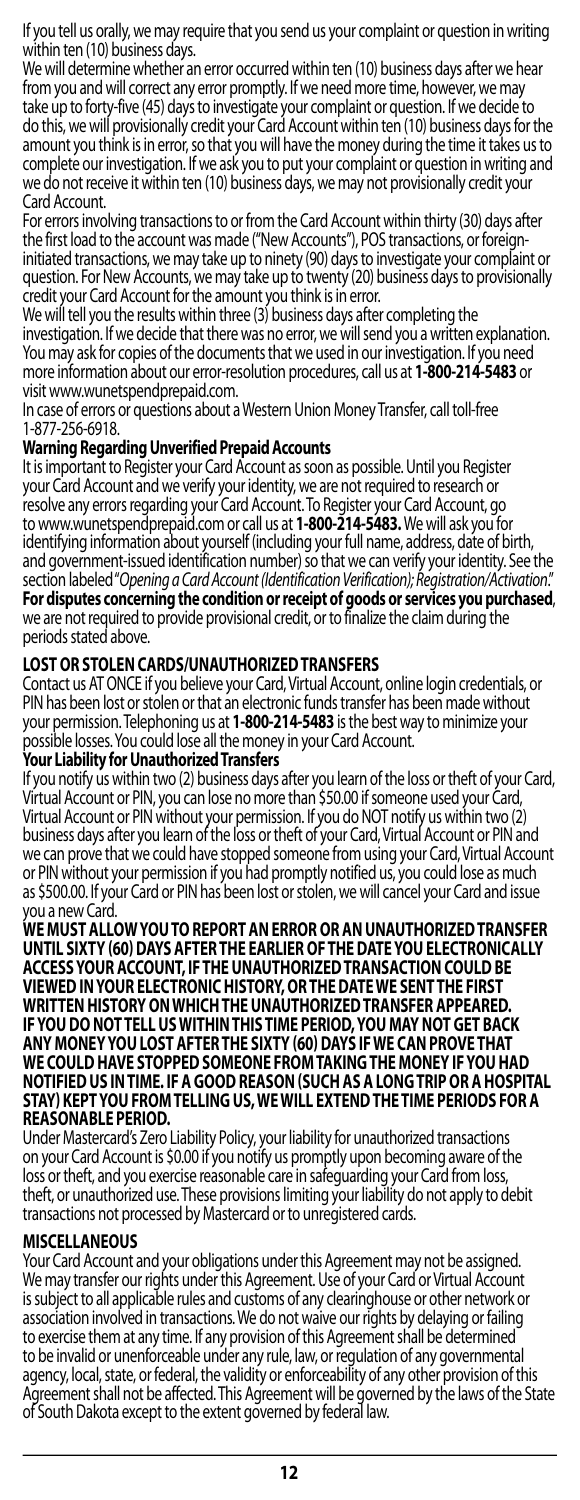If you tell us orally, we may require that you send us your complaint or question in writing within ten (10) business days.

We will determine whether an error occurred within ten (10) business days after we hear from you and will correct any error promptly. If we need more time, however, we may take up to forty-five (45) days to investigate your complaint or question. If we decide to do this, we will provisionally credit your Card Account within ten (10) business days for the amount you think is in error, so that you will have the money during the time it takes us to complete our investigation. If we ask you to put your complaint or question in writing and we do not receive it within ten (10) business days, we may not provisionally credit your Card Account.

For errors involving transactions to or from the Card Account within thirty (30) days after the first load to the account was made ("New Accounts"), POS transactions, or foreign-initiated transactions, we may take up to ninety (90) days to investigate your complaint or question. For New Accounts, we may take up to twenty (20) business days to provisionally credit your Card Account for the amount you think is in error.

We will tell you the results within three (3) business days after completing the investigation. If we decide that there was no error, we will send you a written explanation. You may ask for copies of the documents that we used in our investigation. If you need more information about our error-resolution procedures, call us at **1-800-214-5483** or visit www.wunetspendprepaid.com.

In case of errors or questions about a Western Union Money Transfer, call toll-free 1-877-256-6918.

**Warning Regarding Unverified Prepaid Accounts**

It is important to Register your Card Account as soon as possible. Until you Register your Card Account and we verify your identity, we are not required to research or resolve any errors regarding your Card Account. To Register your Card Account, go to www.wunetspendprepaid.com or call us at **1-800-214-5483.** We will ask you for identifying information about yourself (including your full name, address, date of birth, and government-issued identification number) so that we can verify your identity. See the section labeled "*Opening a Card Account (Identification Verification); Registration/Activation*." **For disputes concerning the condition or receipt of goods or services you purchased**, we are not required to provide provisional credit, or to finalize the claim during the periods stated above.

## LOST OR STOLEN CARDS/UNAUTHORIZED TRANSFERS

Contact us AT ONCE if you believe your Card, Virtual Account, online login credentials, or PIN has been lost or stolen or that an electronic funds transfer has been made without your permission. Telephoning us at **1-800-214-5483** is the best way to minimize your possible losses. You could lose all the money in your Card Account.

**Your Liability for Unauthorized Transfers**

If you notify us within two (2) business days after you learn of the loss or theft of your Card, Virtual Account or PIN, you can lose no more than $50.00 if someone used your Card, Virtual Account or PIN without your permission. If you do NOT notify us within two (2) business days after you learn of the loss or theft of your Card, Virtual Account or PIN and we can prove that we could have stopped someone from using your Card, Virtual Account or PIN without your permission if you had promptly notified us, you could lose as much as $500.00. If your Card or PIN has been lost or stolen, we will cancel your Card and issue you a new Card.

**WE MUST ALLOW YOU TO REPORT AN ERROR OR AN UNAUTHORIZED TRANSFER UNTIL SIXTY (60) DAYS AFTER THE EARLIER OF THE DATE YOU ELECTRONICALLY ACCESS YOUR ACCOUNT, IF THE UNAUTHORIZED TRANSACTION COULD BE VIEWED IN YOUR ELECTRONIC HISTORY, OR THE DATE WE SENT THE FIRST WRITTEN HISTORY ON WHICH THE UNAUTHORIZED TRANSFER APPEARED. IF YOU DO NOT TELL US WITHIN THIS TIME PERIOD, YOU MAY NOT GET BACK ANY MONEY YOU LOST AFTER THE SIXTY (60) DAYS IF WE CAN PROVE THAT WE COULD HAVE STOPPED SOMEONE FROM TAKING THE MONEY IF YOU HAD NOTIFIED US IN TIME. IF A GOOD REASON (SUCH AS A LONG TRIP OR A HOSPITAL STAY) KEPT YOU FROM TELLING US, WE WILL EXTEND THE TIME PERIODS FOR A REASONABLE PERIOD.**

Under Mastercard's Zero Liability Policy, your liability for unauthorized transactions on your Card Account is $0.00 if you notify us promptly upon becoming aware of the loss or theft, and you exercise reasonable care in safeguarding your Card from loss, theft, or unauthorized use. These provisions limiting your liability do not apply to debit transactions not processed by Mastercard or to unregistered cards.

## MISCELLANEOUS

Your Card Account and your obligations under this Agreement may not be assigned. We may transfer our rights under this Agreement. Use of your Card or Virtual Account is subject to all applicable rules and customs of any clearinghouse or other network or association involved in transactions. We do not waive our rights by delaying or failing to exercise them at any time. If any provision of this Agreement shall be determined to be invalid or unenforceable under any rule, law, or regulation of any governmental agency, local, state, or federal, the validity or enforceability of any other provision of this Agreement shall not be affected. This Agreement will be governed by the laws of the State of South Dakota except to the extent governed by federal law.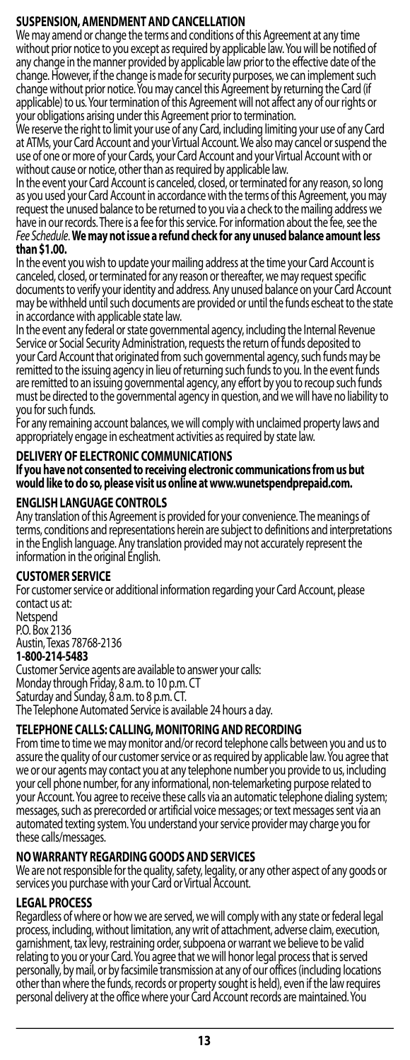## SUSPENSION, AMENDMENT AND CANCELLATION

We may amend or change the terms and conditions of this Agreement at any time without prior notice to you except as required by applicable law. You will be notified of any change in the manner provided by applicable law prior to the effective date of the change. However, if the change is made for security purposes, we can implement such change without prior notice. You may cancel this Agreement by returning the Card (if applicable) to us. Your termination of this Agreement will not affect any of our rights or your obligations arising under this Agreement prior to termination.

We reserve the right to limit your use of any Card, including limiting your use of any Card at ATMs, your Card Account and your Virtual Account. We also may cancel or suspend the use of one or more of your Cards, your Card Account and your Virtual Account with or without cause or notice, other than as required by applicable law.

In the event your Card Account is canceled, closed, or terminated for any reason, so long as you used your Card Account in accordance with the terms of this Agreement, you may request the unused balance to be returned to you via a check to the mailing address we have in our records. There is a fee for this service. For information about the fee, see the *Fee Schedule*. **We may not issue a refund check for any unused balance amount less than $1.00.**

In the event you wish to update your mailing address at the time your Card Account is canceled, closed, or terminated for any reason or thereafter, we may request specific documents to verify your identity and address. Any unused balance on your Card Account may be withheld until such documents are provided or until the funds escheat to the state in accordance with applicable state law.

In the event any federal or state governmental agency, including the Internal Revenue Service or Social Security Administration, requests the return of funds deposited to your Card Account that originated from such governmental agency, such funds may be remitted to the issuing agency in lieu of returning such funds to you. In the event funds are remitted to an issuing governmental agency, any effort by you to recoup such funds must be directed to the governmental agency in question, and we will have no liability to you for such funds.

For any remaining account balances, we will comply with unclaimed property laws and appropriately engage in escheatment activities as required by state law.

## DELIVERY OF ELECTRONIC COMMUNICATIONS

**If you have not consented to receiving electronic communications from us but would like to do so, please visit us online at www.wunetspendprepaid.com.**

## ENGLISH LANGUAGE CONTROLS

Any translation of this Agreement is provided for your convenience. The meanings of terms, conditions and representations herein are subject to definitions and interpretations in the English language. Any translation provided may not accurately represent the information in the original English.

## CUSTOMER SERVICE

For customer service or additional information regarding your Card Account, please contact us at:

Netspend
P.O. Box 2136
Austin, Texas 78768-2136
**1-800-214-5483**

Customer Service agents are available to answer your calls:
Monday through Friday, 8 a.m. to 10 p.m. CT
Saturday and Sunday, 8 a.m. to 8 p.m. CT.
The Telephone Automated Service is available 24 hours a day.

## TELEPHONE CALLS: CALLING, MONITORING AND RECORDING

From time to time we may monitor and/or record telephone calls between you and us to assure the quality of our customer service or as required by applicable law. You agree that we or our agents may contact you at any telephone number you provide to us, including your cell phone number, for any informational, non-telemarketing purpose related to your Account. You agree to receive these calls via an automatic telephone dialing system; messages, such as prerecorded or artificial voice messages; or text messages sent via an automated texting system. You understand your service provider may charge you for these calls/messages.

## NO WARRANTY REGARDING GOODS AND SERVICES

We are not responsible for the quality, safety, legality, or any other aspect of any goods or services you purchase with your Card or Virtual Account.

## LEGAL PROCESS

Regardless of where or how we are served, we will comply with any state or federal legal process, including, without limitation, any writ of attachment, adverse claim, execution, garnishment, tax levy, restraining order, subpoena or warrant we believe to be valid relating to you or your Card. You agree that we will honor legal process that is served personally, by mail, or by facsimile transmission at any of our offices (including locations other than where the funds, records or property sought is held), even if the law requires personal delivery at the office where your Card Account records are maintained. You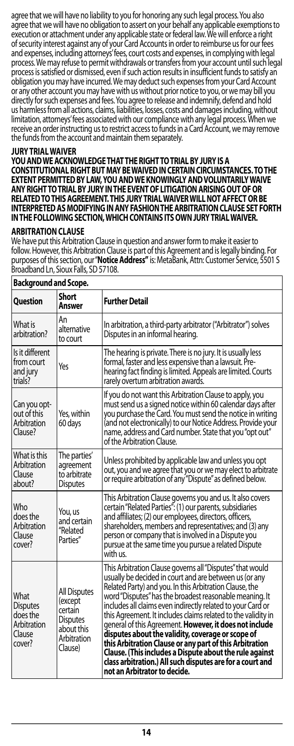agree that we will have no liability to you for honoring any such legal process. You also agree that we will have no obligation to assert on your behalf any applicable exemptions to execution or attachment under any applicable state or federal law. We will enforce a right of security interest against any of your Card Accounts in order to reimburse us for our fees and expenses, including attorneys' fees, court costs and expenses, in complying with legal process. We may refuse to permit withdrawals or transfers from your account until such legal process is satisfied or dismissed, even if such action results in insufficient funds to satisfy an obligation you may have incurred. We may deduct such expenses from your Card Account or any other account you may have with us without prior notice to you, or we may bill you directly for such expenses and fees. You agree to release and indemnify, defend and hold us harmless from all actions, claims, liabilities, losses, costs and damages including, without limitation, attorneys' fees associated with our compliance with any legal process. When we receive an order instructing us to restrict access to funds in a Card Account, we may remove the funds from the account and maintain them separately.

## JURY TRIAL WAIVER

**YOU AND WE ACKNOWLEDGE THAT THE RIGHT TO TRIAL BY JURY IS A CONSTITUTIONAL RIGHT BUT MAY BE WAIVED IN CERTAIN CIRCUMSTANCES. TO THE EXTENT PERMITTED BY LAW, YOU AND WE KNOWINGLY AND VOLUNTARILY WAIVE ANY RIGHT TO TRIAL BY JURY IN THE EVENT OF LITIGATION ARISING OUT OF OR RELATED TO THIS AGREEMENT. THIS JURY TRIAL WAIVER WILL NOT AFFECT OR BE INTERPRETED AS MODIFYING IN ANY FASHION THE ARBITRATION CLAUSE SET FORTH IN THE FOLLOWING SECTION, WHICH CONTAINS ITS OWN JURY TRIAL WAIVER.**

## ARBITRATION CLAUSE

We have put this Arbitration Clause in question and answer form to make it easier to follow. However, this Arbitration Clause is part of this Agreement and is legally binding. For purposes of this section, our "**Notice Address"** is: MetaBank, Attn: Customer Service, 5501 S Broadband Ln, Sioux Falls, SD 57108.

| **Background and Scope.** | | |
|---|---|---|
| **Question** | **Short Answer** | **Further Detail** |
| What is arbitration? | An alternative to court | In arbitration, a third-party arbitrator ("Arbitrator") solves Disputes in an informal hearing. |
| Is it different from court and jury trials? | Yes | The hearing is private. There is no jury. It is usually less formal, faster and less expensive than a lawsuit. Pre-hearing fact finding is limited. Appeals are limited. Courts rarely overturn arbitration awards. |
| Can you opt-out of this Arbitration Clause? | Yes, within 60 days | If you do not want this Arbitration Clause to apply, you must send us a signed notice within 60 calendar days after you purchase the Card. You must send the notice in writing (and not electronically) to our Notice Address. Provide your name, address and Card number. State that you "opt out" of the Arbitration Clause. |
| What is this Arbitration Clause about? | The parties' agreement to arbitrate Disputes | Unless prohibited by applicable law and unless you opt out, you and we agree that you or we may elect to arbitrate or require arbitration of any "Dispute" as defined below. |
| Who does the Arbitration Clause cover? | You, us and certain "Related Parties" | This Arbitration Clause governs you and us. It also covers certain "Related Parties": (1) our parents, subsidiaries and affiliates; (2) our employees, directors, officers, shareholders, members and representatives; and (3) any person or company that is involved in a Dispute you pursue at the same time you pursue a related Dispute with us. |
| What Disputes does the Arbitration Clause cover? | All Disputes (except certain Disputes about this Arbitration Clause) | This Arbitration Clause governs all "Disputes" that would usually be decided in court and are between us (or any Related Party) and you. In this Arbitration Clause, the word "Disputes" has the broadest reasonable meaning. It includes all claims even indirectly related to your Card or this Agreement. It includes claims related to the validity in general of this Agreement. **However, it does not include disputes about the validity, coverage or scope of this Arbitration Clause or any part of this Arbitration Clause. (This includes a Dispute about the rule against class arbitration.) All such disputes are for a court and not an Arbitrator to decide.** |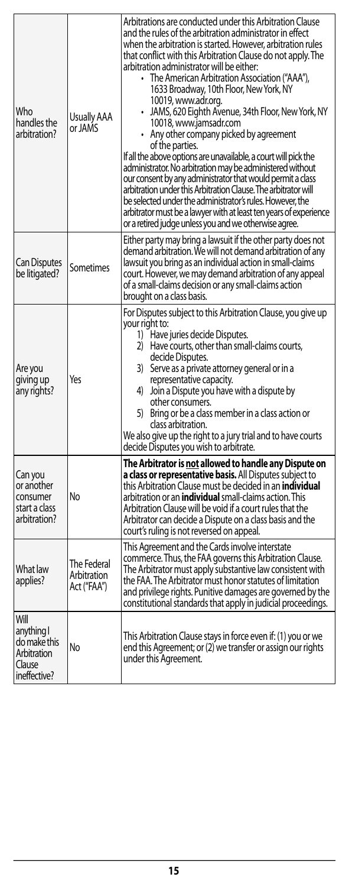| | | |
|---|---|---|
| Who handles the arbitration? | Usually AAA or JAMS | Arbitrations are conducted under this Arbitration Clause and the rules of the arbitration administrator in effect when the arbitration is started. However, arbitration rules that conflict with this Arbitration Clause do not apply. The arbitration administrator will be either:<br>• The American Arbitration Association ("AAA"), 1633 Broadway, 10th Floor, New York, NY 10019, www.adr.org.<br>• JAMS, 620 Eighth Avenue, 34th Floor, New York, NY 10018, www.jamsadr.com<br>• Any other company picked by agreement of the parties.<br>If all the above options are unavailable, a court will pick the administrator. No arbitration may be administered without our consent by any administrator that would permit a class arbitration under this Arbitration Clause. The arbitrator will be selected under the administrator's rules. However, the arbitrator must be a lawyer with at least ten years of experience or a retired judge unless you and we otherwise agree. |
| Can Disputes be litigated? | Sometimes | Either party may bring a lawsuit if the other party does not demand arbitration. We will not demand arbitration of any lawsuit you bring as an individual action in small-claims court. However, we may demand arbitration of any appeal of a small-claims decision or any small-claims action brought on a class basis. |
| Are you giving up any rights? | Yes | For Disputes subject to this Arbitration Clause, you give up your right to:<br>1) Have juries decide Disputes.<br>2) Have courts, other than small-claims courts, decide Disputes.<br>3) Serve as a private attorney general or in a representative capacity.<br>4) Join a Dispute you have with a dispute by other consumers.<br>5) Bring or be a class member in a class action or class arbitration.<br>We also give up the right to a jury trial and to have courts decide Disputes you wish to arbitrate. |
| Can you or another consumer start a class arbitration? | No | **The Arbitrator is <u>not</u> allowed to handle any Dispute on a class or representative basis.** All Disputes subject to this Arbitration Clause must be decided in an **individual** arbitration or an **individual** small-claims action. This Arbitration Clause will be void if a court rules that the Arbitrator can decide a Dispute on a class basis and the court's ruling is not reversed on appeal. |
| What law applies? | The Federal Arbitration Act ("FAA") | This Agreement and the Cards involve interstate commerce. Thus, the FAA governs this Arbitration Clause. The Arbitrator must apply substantive law consistent with the FAA. The Arbitrator must honor statutes of limitation and privilege rights. Punitive damages are governed by the constitutional standards that apply in judicial proceedings. |
| Will anything I do make this Arbitration Clause ineffective? | No | This Arbitration Clause stays in force even if: (1) you or we end this Agreement; or (2) we transfer or assign our rights under this Agreement. |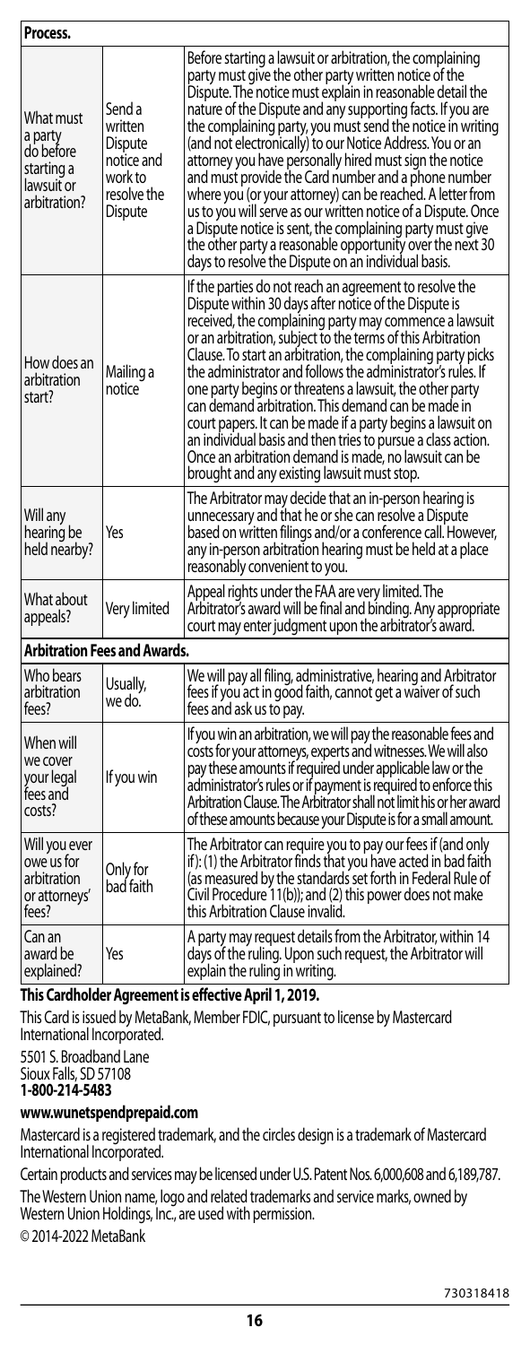| | | |
|---|---|---|
| **Process.** | | |
| What must a party do before starting a lawsuit or arbitration? | Send a written Dispute notice and work to resolve the Dispute | Before starting a lawsuit or arbitration, the complaining party must give the other party written notice of the Dispute. The notice must explain in reasonable detail the nature of the Dispute and any supporting facts. If you are the complaining party, you must send the notice in writing (and not electronically) to our Notice Address. You or an attorney you have personally hired must sign the notice and must provide the Card number and a phone number where you (or your attorney) can be reached. A letter from us to you will serve as our written notice of a Dispute. Once a Dispute notice is sent, the complaining party must give the other party a reasonable opportunity over the next 30 days to resolve the Dispute on an individual basis. |
| How does an arbitration start? | Mailing a notice | If the parties do not reach an agreement to resolve the Dispute within 30 days after notice of the Dispute is received, the complaining party may commence a lawsuit or an arbitration, subject to the terms of this Arbitration Clause. To start an arbitration, the complaining party picks the administrator and follows the administrator's rules. If one party begins or threatens a lawsuit, the other party can demand arbitration. This demand can be made in court papers. It can be made if a party begins a lawsuit on an individual basis and then tries to pursue a class action. Once an arbitration demand is made, no lawsuit can be brought and any existing lawsuit must stop. |
| Will any hearing be held nearby? | Yes | The Arbitrator may decide that an in-person hearing is unnecessary and that he or she can resolve a Dispute based on written filings and/or a conference call. However, any in-person arbitration hearing must be held at a place reasonably convenient to you. |
| What about appeals? | Very limited | Appeal rights under the FAA are very limited. The Arbitrator's award will be final and binding. Any appropriate court may enter judgment upon the arbitrator's award. |
| **Arbitration Fees and Awards.** | | |
| Who bears arbitration fees? | Usually, we do. | We will pay all filing, administrative, hearing and Arbitrator fees if you act in good faith, cannot get a waiver of such fees and ask us to pay. |
| When will we cover your legal fees and costs? | If you win | If you win an arbitration, we will pay the reasonable fees and costs for your attorneys, experts and witnesses. We will also pay these amounts if required under applicable law or the administrator's rules or if payment is required to enforce this Arbitration Clause. The Arbitrator shall not limit his or her award of these amounts because your Dispute is for a small amount. |
| Will you ever owe us for arbitration or attorneys' fees? | Only for bad faith | The Arbitrator can require you to pay our fees if (and only if): (1) the Arbitrator finds that you have acted in bad faith (as measured by the standards set forth in Federal Rule of Civil Procedure 11(b)); and (2) this power does not make this Arbitration Clause invalid. |
| Can an award be explained? | Yes | A party may request details from the Arbitrator, within 14 days of the ruling. Upon such request, the Arbitrator will explain the ruling in writing. |

**This Cardholder Agreement is effective April 1, 2019.**

This Card is issued by MetaBank, Member FDIC, pursuant to license by Mastercard International Incorporated.

5501 S. Broadband Lane
Sioux Falls, SD 57108
**1-800-214-5483**

**www.wunetspendprepaid.com**

Mastercard is a registered trademark, and the circles design is a trademark of Mastercard International Incorporated.

Certain products and services may be licensed under U.S. Patent Nos. 6,000,608 and 6,189,787.

The Western Union name, logo and related trademarks and service marks, owned by Western Union Holdings, Inc., are used with permission.

© 2014-2022 MetaBank

730318418